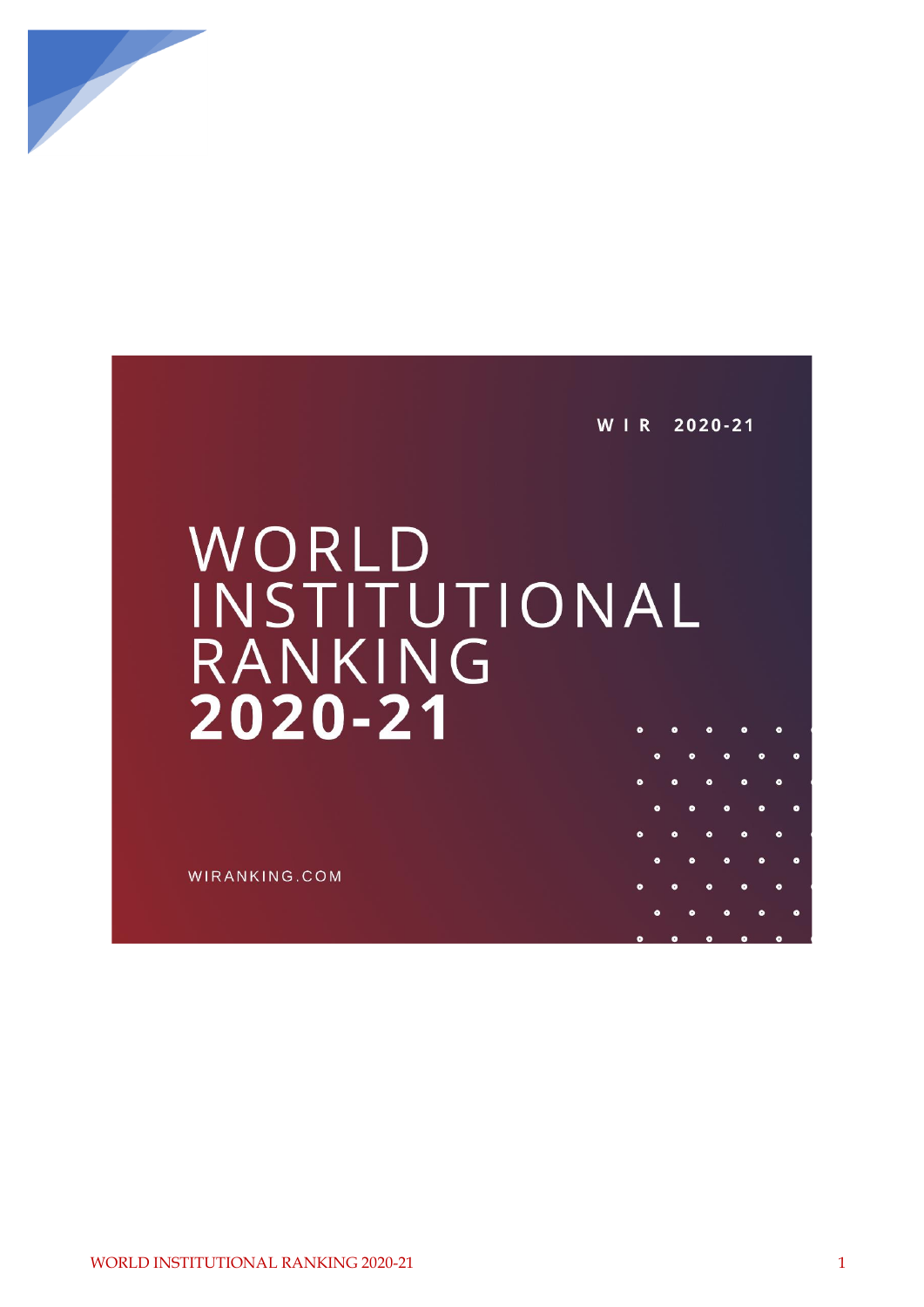W I R 2020-21

# WORLD INSTITUTIONAL RANKING 2020-21

WIRANKING.COM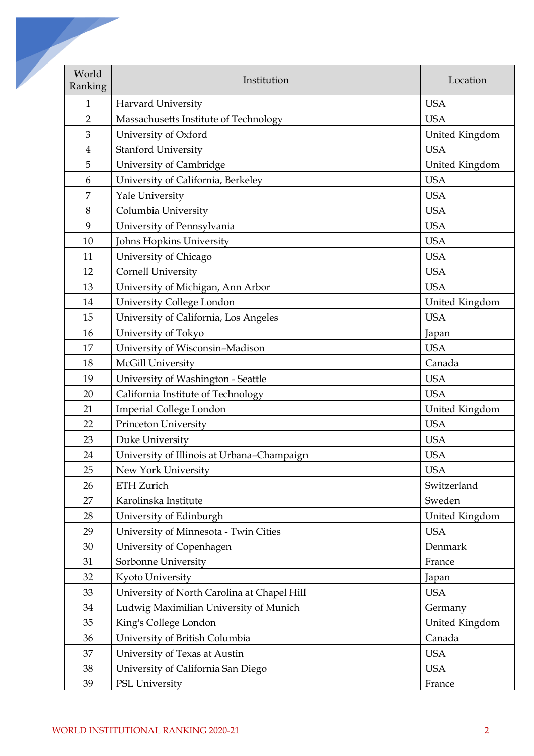| World Ranking | Institution | Location |
|---|---|---|
| 1 | Harvard University | USA |
| 2 | Massachusetts Institute of Technology | USA |
| 3 | University of Oxford | United Kingdom |
| 4 | Stanford University | USA |
| 5 | University of Cambridge | United Kingdom |
| 6 | University of California, Berkeley | USA |
| 7 | Yale University | USA |
| 8 | Columbia University | USA |
| 9 | University of Pennsylvania | USA |
| 10 | Johns Hopkins University | USA |
| 11 | University of Chicago | USA |
| 12 | Cornell University | USA |
| 13 | University of Michigan, Ann Arbor | USA |
| 14 | University College London | United Kingdom |
| 15 | University of California, Los Angeles | USA |
| 16 | University of Tokyo | Japan |
| 17 | University of Wisconsin–Madison | USA |
| 18 | McGill University | Canada |
| 19 | University of Washington - Seattle | USA |
| 20 | California Institute of Technology | USA |
| 21 | Imperial College London | United Kingdom |
| 22 | Princeton University | USA |
| 23 | Duke University | USA |
| 24 | University of Illinois at Urbana–Champaign | USA |
| 25 | New York University | USA |
| 26 | ETH Zurich | Switzerland |
| 27 | Karolinska Institute | Sweden |
| 28 | University of Edinburgh | United Kingdom |
| 29 | University of Minnesota - Twin Cities | USA |
| 30 | University of Copenhagen | Denmark |
| 31 | Sorbonne University | France |
| 32 | Kyoto University | Japan |
| 33 | University of North Carolina at Chapel Hill | USA |
| 34 | Ludwig Maximilian University of Munich | Germany |
| 35 | King's College London | United Kingdom |
| 36 | University of British Columbia | Canada |
| 37 | University of Texas at Austin | USA |
| 38 | University of California San Diego | USA |
| 39 | PSL University | France |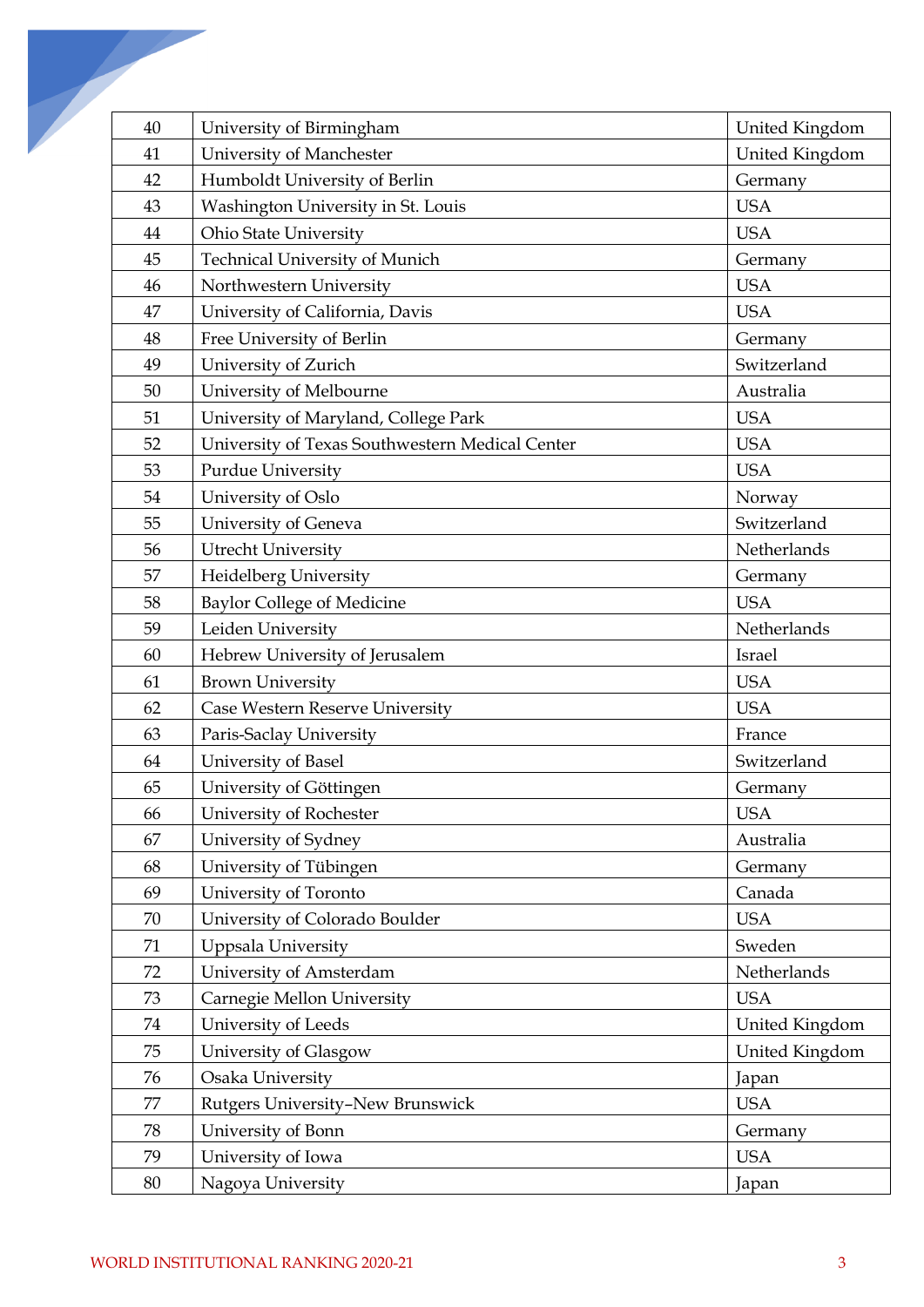| 40 | University of Birmingham | United Kingdom |
|---|---|---|
| 41 | University of Manchester | United Kingdom |
| 42 | Humboldt University of Berlin | Germany |
| 43 | Washington University in St. Louis | USA |
| 44 | Ohio State University | USA |
| 45 | Technical University of Munich | Germany |
| 46 | Northwestern University | USA |
| 47 | University of California, Davis | USA |
| 48 | Free University of Berlin | Germany |
| 49 | University of Zurich | Switzerland |
| 50 | University of Melbourne | Australia |
| 51 | University of Maryland, College Park | USA |
| 52 | University of Texas Southwestern Medical Center | USA |
| 53 | Purdue University | USA |
| 54 | University of Oslo | Norway |
| 55 | University of Geneva | Switzerland |
| 56 | Utrecht University | Netherlands |
| 57 | Heidelberg University | Germany |
| 58 | Baylor College of Medicine | USA |
| 59 | Leiden University | Netherlands |
| 60 | Hebrew University of Jerusalem | Israel |
| 61 | Brown University | USA |
| 62 | Case Western Reserve University | USA |
| 63 | Paris-Saclay University | France |
| 64 | University of Basel | Switzerland |
| 65 | University of Göttingen | Germany |
| 66 | University of Rochester | USA |
| 67 | University of Sydney | Australia |
| 68 | University of Tübingen | Germany |
| 69 | University of Toronto | Canada |
| 70 | University of Colorado Boulder | USA |
| 71 | Uppsala University | Sweden |
| 72 | University of Amsterdam | Netherlands |
| 73 | Carnegie Mellon University | USA |
| 74 | University of Leeds | United Kingdom |
| 75 | University of Glasgow | United Kingdom |
| 76 | Osaka University | Japan |
| 77 | Rutgers University–New Brunswick | USA |
| 78 | University of Bonn | Germany |
| 79 | University of Iowa | USA |
| 80 | Nagoya University | Japan |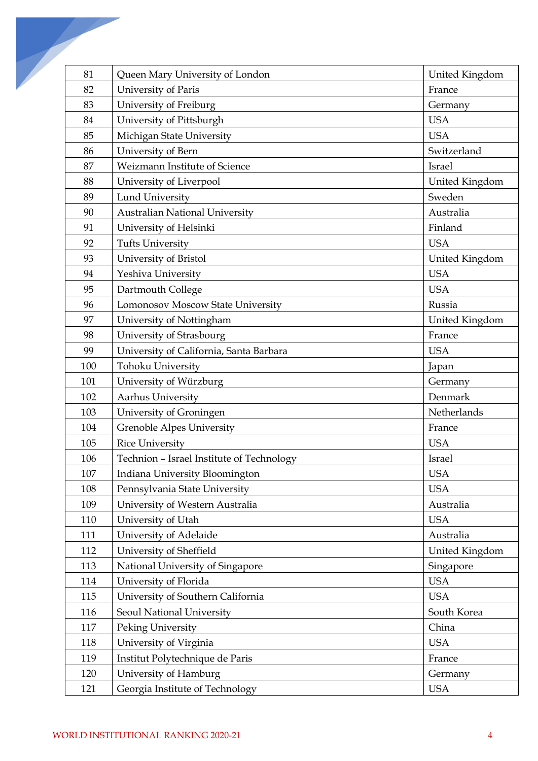| 81 | Queen Mary University of London | United Kingdom |
|---|---|---|
| 82 | University of Paris | France |
| 83 | University of Freiburg | Germany |
| 84 | University of Pittsburgh | USA |
| 85 | Michigan State University | USA |
| 86 | University of Bern | Switzerland |
| 87 | Weizmann Institute of Science | Israel |
| 88 | University of Liverpool | United Kingdom |
| 89 | Lund University | Sweden |
| 90 | Australian National University | Australia |
| 91 | University of Helsinki | Finland |
| 92 | Tufts University | USA |
| 93 | University of Bristol | United Kingdom |
| 94 | Yeshiva University | USA |
| 95 | Dartmouth College | USA |
| 96 | Lomonosov Moscow State University | Russia |
| 97 | University of Nottingham | United Kingdom |
| 98 | University of Strasbourg | France |
| 99 | University of California, Santa Barbara | USA |
| 100 | Tohoku University | Japan |
| 101 | University of Würzburg | Germany |
| 102 | Aarhus University | Denmark |
| 103 | University of Groningen | Netherlands |
| 104 | Grenoble Alpes University | France |
| 105 | Rice University | USA |
| 106 | Technion – Israel Institute of Technology | Israel |
| 107 | Indiana University Bloomington | USA |
| 108 | Pennsylvania State University | USA |
| 109 | University of Western Australia | Australia |
| 110 | University of Utah | USA |
| 111 | University of Adelaide | Australia |
| 112 | University of Sheffield | United Kingdom |
| 113 | National University of Singapore | Singapore |
| 114 | University of Florida | USA |
| 115 | University of Southern California | USA |
| 116 | Seoul National University | South Korea |
| 117 | Peking University | China |
| 118 | University of Virginia | USA |
| 119 | Institut Polytechnique de Paris | France |
| 120 | University of Hamburg | Germany |
| 121 | Georgia Institute of Technology | USA |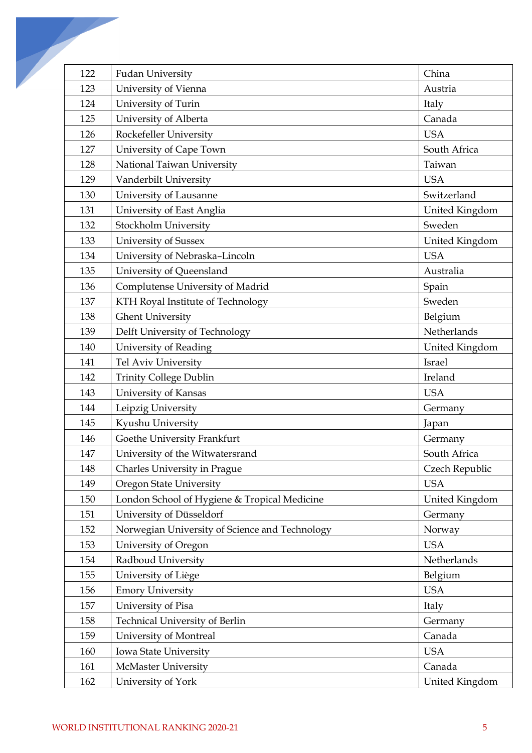| 122 | Fudan University | China |
|---|---|---|
| 123 | University of Vienna | Austria |
| 124 | University of Turin | Italy |
| 125 | University of Alberta | Canada |
| 126 | Rockefeller University | USA |
| 127 | University of Cape Town | South Africa |
| 128 | National Taiwan University | Taiwan |
| 129 | Vanderbilt University | USA |
| 130 | University of Lausanne | Switzerland |
| 131 | University of East Anglia | United Kingdom |
| 132 | Stockholm University | Sweden |
| 133 | University of Sussex | United Kingdom |
| 134 | University of Nebraska–Lincoln | USA |
| 135 | University of Queensland | Australia |
| 136 | Complutense University of Madrid | Spain |
| 137 | KTH Royal Institute of Technology | Sweden |
| 138 | Ghent University | Belgium |
| 139 | Delft University of Technology | Netherlands |
| 140 | University of Reading | United Kingdom |
| 141 | Tel Aviv University | Israel |
| 142 | Trinity College Dublin | Ireland |
| 143 | University of Kansas | USA |
| 144 | Leipzig University | Germany |
| 145 | Kyushu University | Japan |
| 146 | Goethe University Frankfurt | Germany |
| 147 | University of the Witwatersrand | South Africa |
| 148 | Charles University in Prague | Czech Republic |
| 149 | Oregon State University | USA |
| 150 | London School of Hygiene & Tropical Medicine | United Kingdom |
| 151 | University of Düsseldorf | Germany |
| 152 | Norwegian University of Science and Technology | Norway |
| 153 | University of Oregon | USA |
| 154 | Radboud University | Netherlands |
| 155 | University of Liège | Belgium |
| 156 | Emory University | USA |
| 157 | University of Pisa | Italy |
| 158 | Technical University of Berlin | Germany |
| 159 | University of Montreal | Canada |
| 160 | Iowa State University | USA |
| 161 | McMaster University | Canada |
| 162 | University of York | United Kingdom |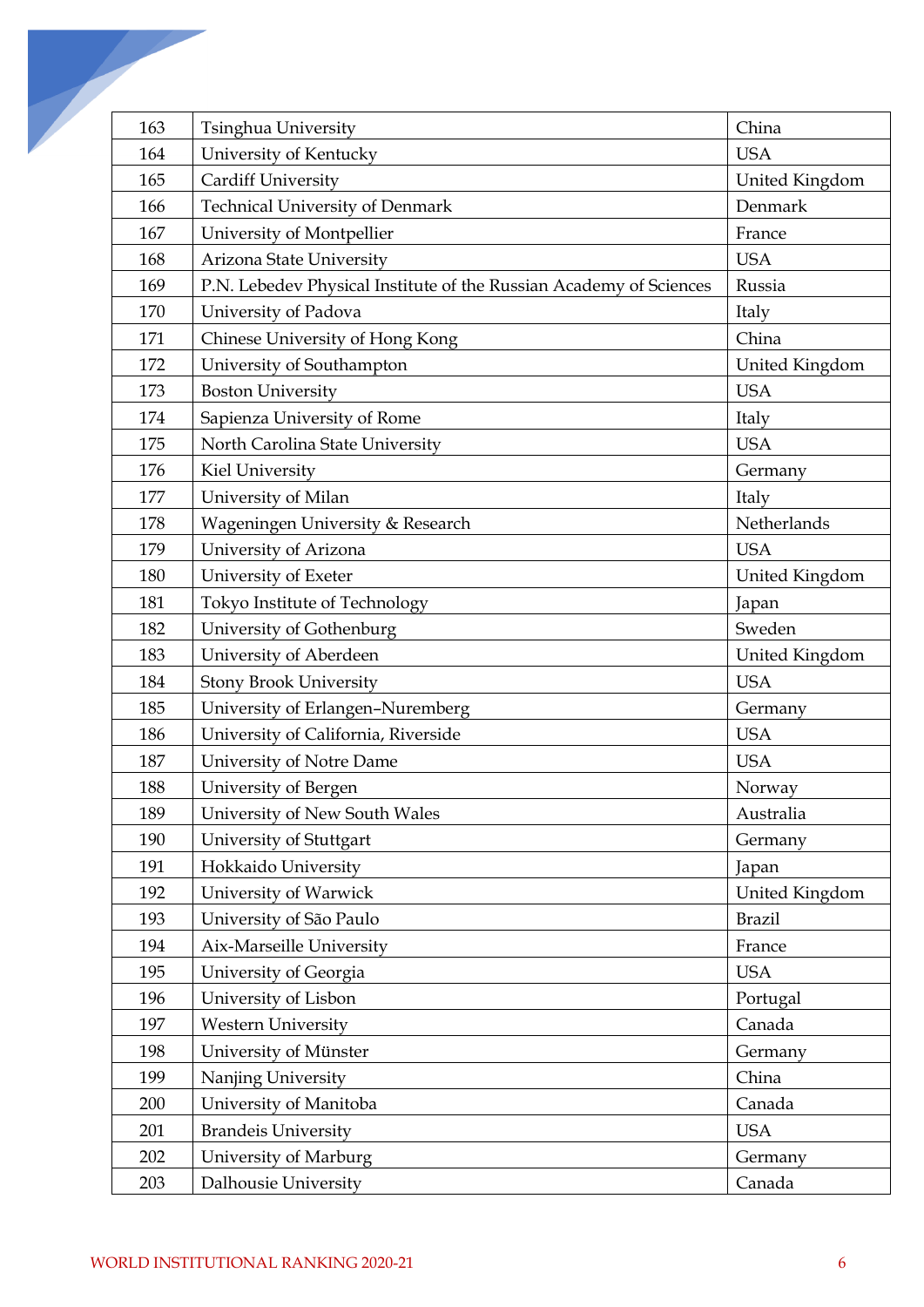| 163 | Tsinghua University | China |
|---|---|---|
| 164 | University of Kentucky | USA |
| 165 | Cardiff University | United Kingdom |
| 166 | Technical University of Denmark | Denmark |
| 167 | University of Montpellier | France |
| 168 | Arizona State University | USA |
| 169 | P.N. Lebedev Physical Institute of the Russian Academy of Sciences | Russia |
| 170 | University of Padova | Italy |
| 171 | Chinese University of Hong Kong | China |
| 172 | University of Southampton | United Kingdom |
| 173 | Boston University | USA |
| 174 | Sapienza University of Rome | Italy |
| 175 | North Carolina State University | USA |
| 176 | Kiel University | Germany |
| 177 | University of Milan | Italy |
| 178 | Wageningen University & Research | Netherlands |
| 179 | University of Arizona | USA |
| 180 | University of Exeter | United Kingdom |
| 181 | Tokyo Institute of Technology | Japan |
| 182 | University of Gothenburg | Sweden |
| 183 | University of Aberdeen | United Kingdom |
| 184 | Stony Brook University | USA |
| 185 | University of Erlangen–Nuremberg | Germany |
| 186 | University of California, Riverside | USA |
| 187 | University of Notre Dame | USA |
| 188 | University of Bergen | Norway |
| 189 | University of New South Wales | Australia |
| 190 | University of Stuttgart | Germany |
| 191 | Hokkaido University | Japan |
| 192 | University of Warwick | United Kingdom |
| 193 | University of São Paulo | Brazil |
| 194 | Aix-Marseille University | France |
| 195 | University of Georgia | USA |
| 196 | University of Lisbon | Portugal |
| 197 | Western University | Canada |
| 198 | University of Münster | Germany |
| 199 | Nanjing University | China |
| 200 | University of Manitoba | Canada |
| 201 | Brandeis University | USA |
| 202 | University of Marburg | Germany |
| 203 | Dalhousie University | Canada |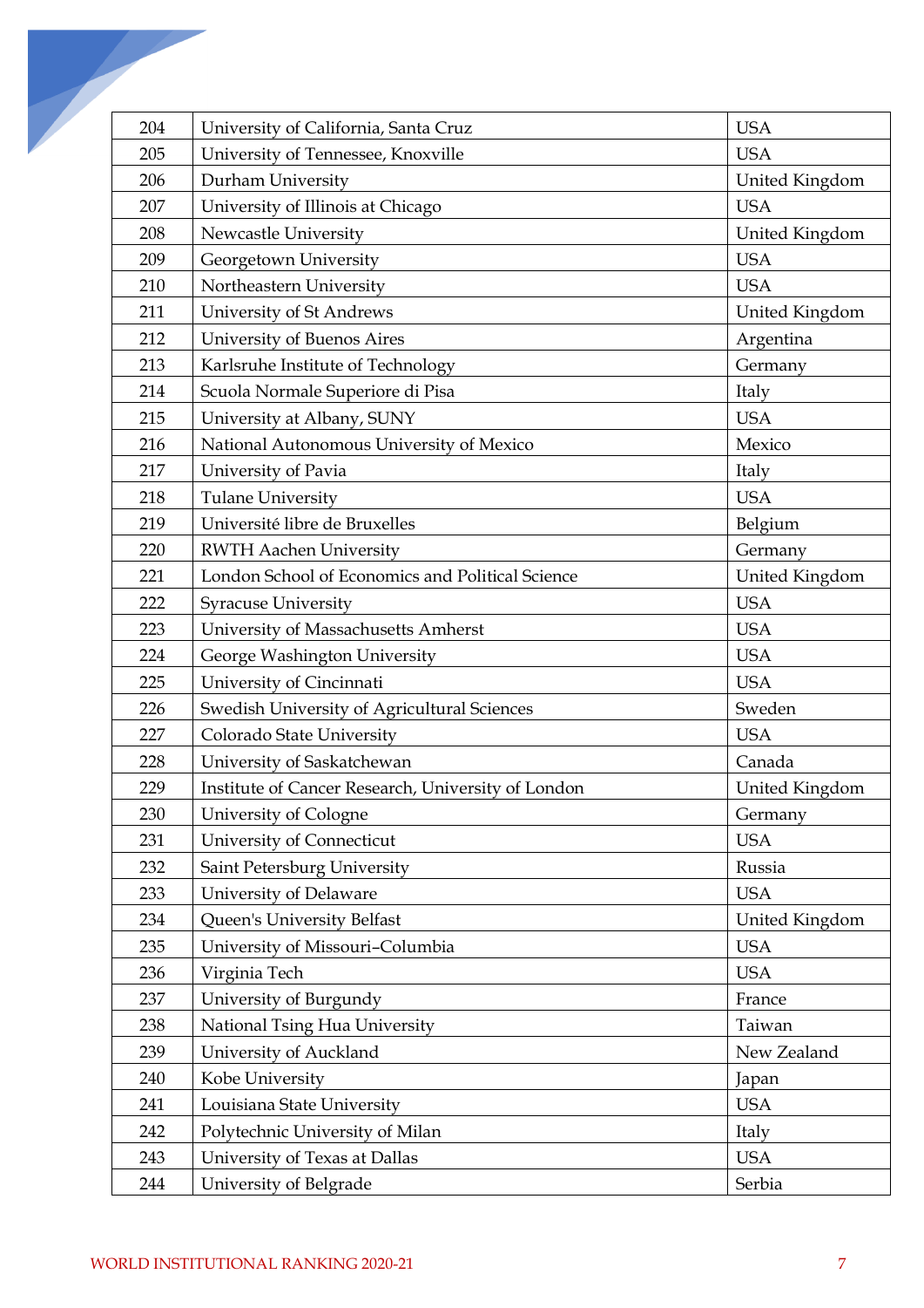| 204 | University of California, Santa Cruz | USA |
|---|---|---|
| 205 | University of Tennessee, Knoxville | USA |
| 206 | Durham University | United Kingdom |
| 207 | University of Illinois at Chicago | USA |
| 208 | Newcastle University | United Kingdom |
| 209 | Georgetown University | USA |
| 210 | Northeastern University | USA |
| 211 | University of St Andrews | United Kingdom |
| 212 | University of Buenos Aires | Argentina |
| 213 | Karlsruhe Institute of Technology | Germany |
| 214 | Scuola Normale Superiore di Pisa | Italy |
| 215 | University at Albany, SUNY | USA |
| 216 | National Autonomous University of Mexico | Mexico |
| 217 | University of Pavia | Italy |
| 218 | Tulane University | USA |
| 219 | Université libre de Bruxelles | Belgium |
| 220 | RWTH Aachen University | Germany |
| 221 | London School of Economics and Political Science | United Kingdom |
| 222 | Syracuse University | USA |
| 223 | University of Massachusetts Amherst | USA |
| 224 | George Washington University | USA |
| 225 | University of Cincinnati | USA |
| 226 | Swedish University of Agricultural Sciences | Sweden |
| 227 | Colorado State University | USA |
| 228 | University of Saskatchewan | Canada |
| 229 | Institute of Cancer Research, University of London | United Kingdom |
| 230 | University of Cologne | Germany |
| 231 | University of Connecticut | USA |
| 232 | Saint Petersburg University | Russia |
| 233 | University of Delaware | USA |
| 234 | Queen's University Belfast | United Kingdom |
| 235 | University of Missouri–Columbia | USA |
| 236 | Virginia Tech | USA |
| 237 | University of Burgundy | France |
| 238 | National Tsing Hua University | Taiwan |
| 239 | University of Auckland | New Zealand |
| 240 | Kobe University | Japan |
| 241 | Louisiana State University | USA |
| 242 | Polytechnic University of Milan | Italy |
| 243 | University of Texas at Dallas | USA |
| 244 | University of Belgrade | Serbia |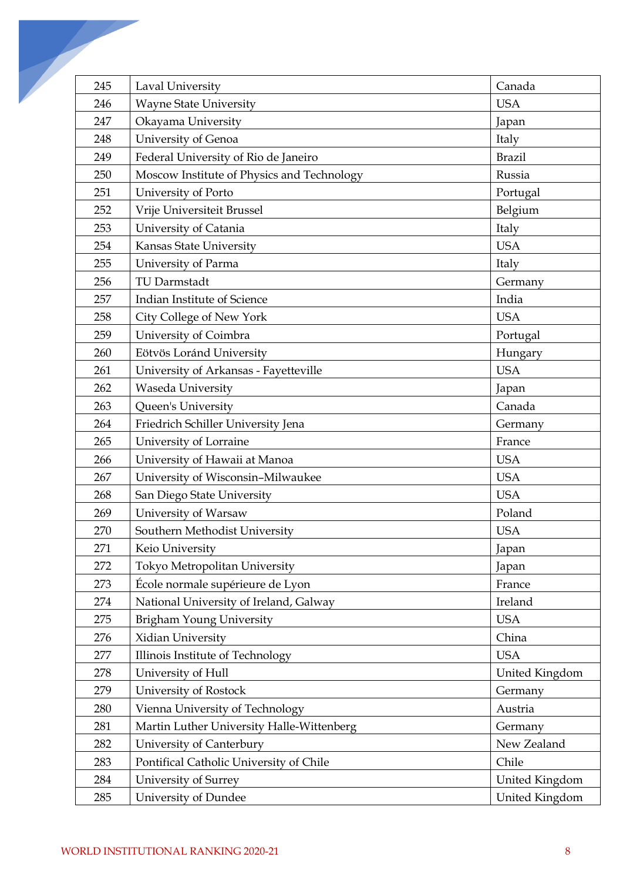| | | |
|---|---|---|
| 245 | Laval University | Canada |
| 246 | Wayne State University | USA |
| 247 | Okayama University | Japan |
| 248 | University of Genoa | Italy |
| 249 | Federal University of Rio de Janeiro | Brazil |
| 250 | Moscow Institute of Physics and Technology | Russia |
| 251 | University of Porto | Portugal |
| 252 | Vrije Universiteit Brussel | Belgium |
| 253 | University of Catania | Italy |
| 254 | Kansas State University | USA |
| 255 | University of Parma | Italy |
| 256 | TU Darmstadt | Germany |
| 257 | Indian Institute of Science | India |
| 258 | City College of New York | USA |
| 259 | University of Coimbra | Portugal |
| 260 | Eötvös Loránd University | Hungary |
| 261 | University of Arkansas - Fayetteville | USA |
| 262 | Waseda University | Japan |
| 263 | Queen's University | Canada |
| 264 | Friedrich Schiller University Jena | Germany |
| 265 | University of Lorraine | France |
| 266 | University of Hawaii at Manoa | USA |
| 267 | University of Wisconsin–Milwaukee | USA |
| 268 | San Diego State University | USA |
| 269 | University of Warsaw | Poland |
| 270 | Southern Methodist University | USA |
| 271 | Keio University | Japan |
| 272 | Tokyo Metropolitan University | Japan |
| 273 | École normale supérieure de Lyon | France |
| 274 | National University of Ireland, Galway | Ireland |
| 275 | Brigham Young University | USA |
| 276 | Xidian University | China |
| 277 | Illinois Institute of Technology | USA |
| 278 | University of Hull | United Kingdom |
| 279 | University of Rostock | Germany |
| 280 | Vienna University of Technology | Austria |
| 281 | Martin Luther University Halle-Wittenberg | Germany |
| 282 | University of Canterbury | New Zealand |
| 283 | Pontifical Catholic University of Chile | Chile |
| 284 | University of Surrey | United Kingdom |
| 285 | University of Dundee | United Kingdom |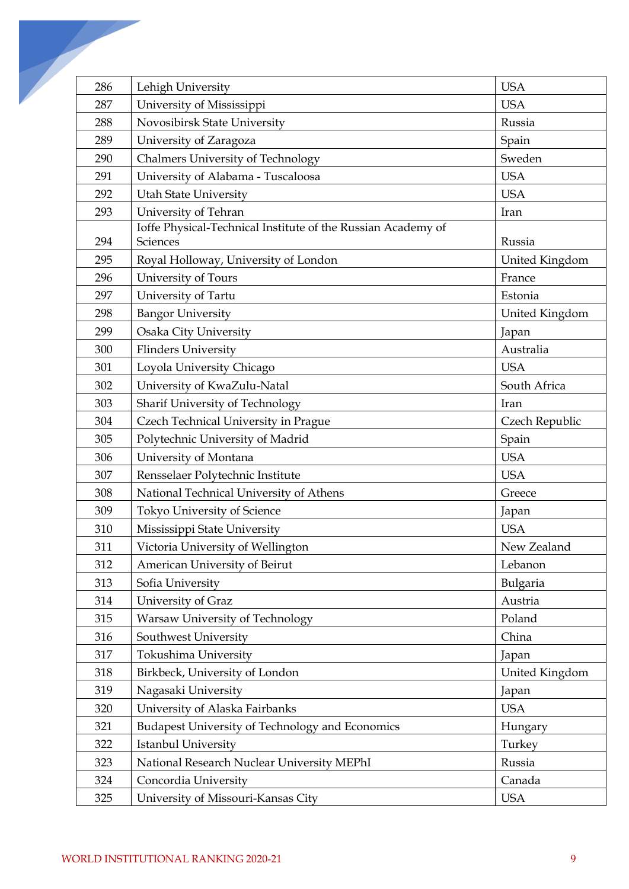| 286 | Lehigh University | USA |
|---|---|---|
| 287 | University of Mississippi | USA |
| 288 | Novosibirsk State University | Russia |
| 289 | University of Zaragoza | Spain |
| 290 | Chalmers University of Technology | Sweden |
| 291 | University of Alabama - Tuscaloosa | USA |
| 292 | Utah State University | USA |
| 293 | University of Tehran | Iran |
| 294 | Ioffe Physical-Technical Institute of the Russian Academy of Sciences | Russia |
| 295 | Royal Holloway, University of London | United Kingdom |
| 296 | University of Tours | France |
| 297 | University of Tartu | Estonia |
| 298 | Bangor University | United Kingdom |
| 299 | Osaka City University | Japan |
| 300 | Flinders University | Australia |
| 301 | Loyola University Chicago | USA |
| 302 | University of KwaZulu-Natal | South Africa |
| 303 | Sharif University of Technology | Iran |
| 304 | Czech Technical University in Prague | Czech Republic |
| 305 | Polytechnic University of Madrid | Spain |
| 306 | University of Montana | USA |
| 307 | Rensselaer Polytechnic Institute | USA |
| 308 | National Technical University of Athens | Greece |
| 309 | Tokyo University of Science | Japan |
| 310 | Mississippi State University | USA |
| 311 | Victoria University of Wellington | New Zealand |
| 312 | American University of Beirut | Lebanon |
| 313 | Sofia University | Bulgaria |
| 314 | University of Graz | Austria |
| 315 | Warsaw University of Technology | Poland |
| 316 | Southwest University | China |
| 317 | Tokushima University | Japan |
| 318 | Birkbeck, University of London | United Kingdom |
| 319 | Nagasaki University | Japan |
| 320 | University of Alaska Fairbanks | USA |
| 321 | Budapest University of Technology and Economics | Hungary |
| 322 | Istanbul University | Turkey |
| 323 | National Research Nuclear University MEPhI | Russia |
| 324 | Concordia University | Canada |
| 325 | University of Missouri-Kansas City | USA |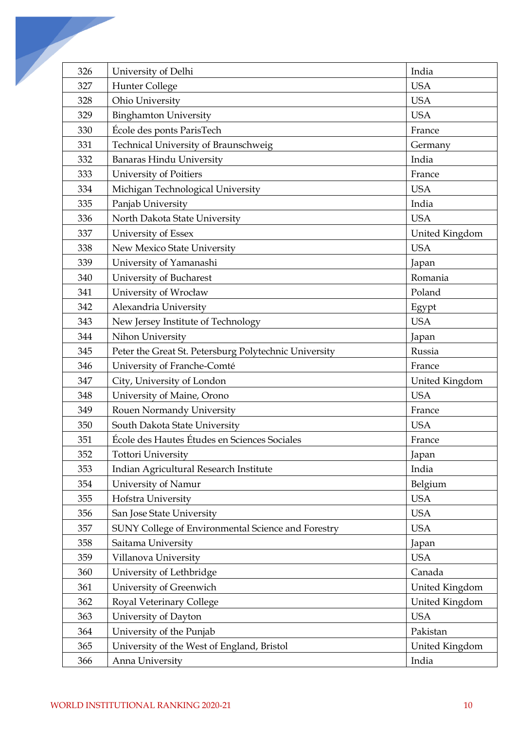| 326 | University of Delhi | India |
|---|---|---|
| 327 | Hunter College | USA |
| 328 | Ohio University | USA |
| 329 | Binghamton University | USA |
| 330 | École des ponts ParisTech | France |
| 331 | Technical University of Braunschweig | Germany |
| 332 | Banaras Hindu University | India |
| 333 | University of Poitiers | France |
| 334 | Michigan Technological University | USA |
| 335 | Panjab University | India |
| 336 | North Dakota State University | USA |
| 337 | University of Essex | United Kingdom |
| 338 | New Mexico State University | USA |
| 339 | University of Yamanashi | Japan |
| 340 | University of Bucharest | Romania |
| 341 | University of Wrocław | Poland |
| 342 | Alexandria University | Egypt |
| 343 | New Jersey Institute of Technology | USA |
| 344 | Nihon University | Japan |
| 345 | Peter the Great St. Petersburg Polytechnic University | Russia |
| 346 | University of Franche-Comté | France |
| 347 | City, University of London | United Kingdom |
| 348 | University of Maine, Orono | USA |
| 349 | Rouen Normandy University | France |
| 350 | South Dakota State University | USA |
| 351 | École des Hautes Études en Sciences Sociales | France |
| 352 | Tottori University | Japan |
| 353 | Indian Agricultural Research Institute | India |
| 354 | University of Namur | Belgium |
| 355 | Hofstra University | USA |
| 356 | San Jose State University | USA |
| 357 | SUNY College of Environmental Science and Forestry | USA |
| 358 | Saitama University | Japan |
| 359 | Villanova University | USA |
| 360 | University of Lethbridge | Canada |
| 361 | University of Greenwich | United Kingdom |
| 362 | Royal Veterinary College | United Kingdom |
| 363 | University of Dayton | USA |
| 364 | University of the Punjab | Pakistan |
| 365 | University of the West of England, Bristol | United Kingdom |
| 366 | Anna University | India |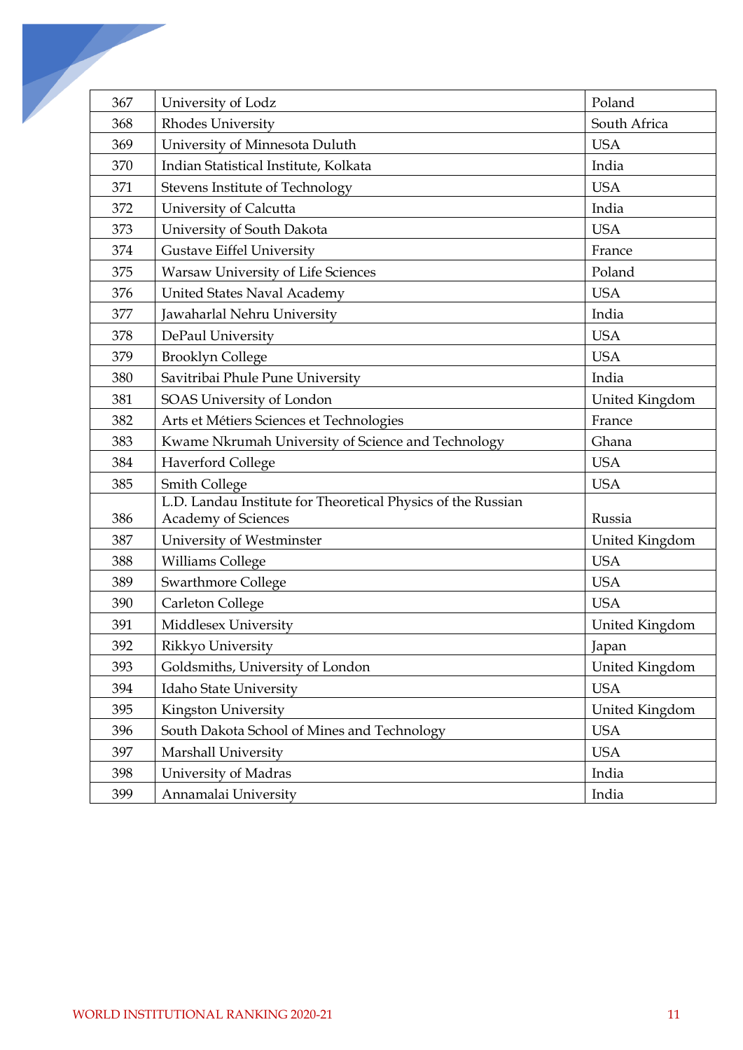| | | |
|---|---|---|
| 367 | University of Lodz | Poland |
| 368 | Rhodes University | South Africa |
| 369 | University of Minnesota Duluth | USA |
| 370 | Indian Statistical Institute, Kolkata | India |
| 371 | Stevens Institute of Technology | USA |
| 372 | University of Calcutta | India |
| 373 | University of South Dakota | USA |
| 374 | Gustave Eiffel University | France |
| 375 | Warsaw University of Life Sciences | Poland |
| 376 | United States Naval Academy | USA |
| 377 | Jawaharlal Nehru University | India |
| 378 | DePaul University | USA |
| 379 | Brooklyn College | USA |
| 380 | Savitribai Phule Pune University | India |
| 381 | SOAS University of London | United Kingdom |
| 382 | Arts et Métiers Sciences et Technologies | France |
| 383 | Kwame Nkrumah University of Science and Technology | Ghana |
| 384 | Haverford College | USA |
| 385 | Smith College | USA |
| 386 | L.D. Landau Institute for Theoretical Physics of the Russian Academy of Sciences | Russia |
| 387 | University of Westminster | United Kingdom |
| 388 | Williams College | USA |
| 389 | Swarthmore College | USA |
| 390 | Carleton College | USA |
| 391 | Middlesex University | United Kingdom |
| 392 | Rikkyo University | Japan |
| 393 | Goldsmiths, University of London | United Kingdom |
| 394 | Idaho State University | USA |
| 395 | Kingston University | United Kingdom |
| 396 | South Dakota School of Mines and Technology | USA |
| 397 | Marshall University | USA |
| 398 | University of Madras | India |
| 399 | Annamalai University | India |